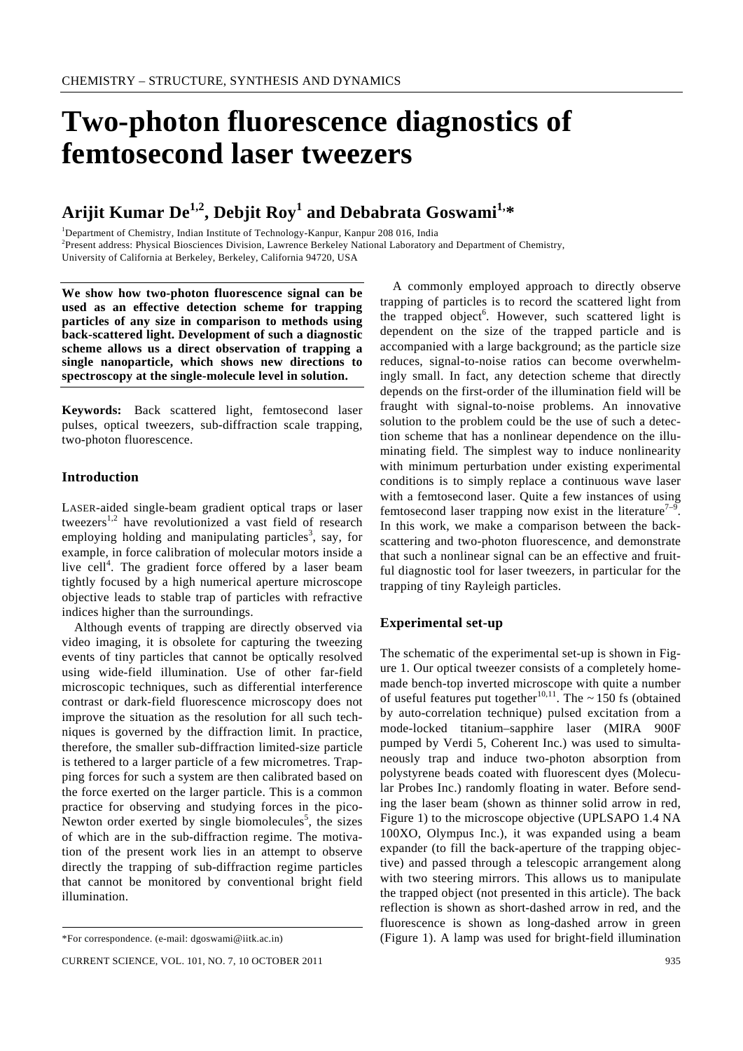CHEMISTRY – STRUCTURE, SYNTHESIS AND DYNAMICS

# Two-photon fluorescence diagnostics of femtosecond laser tweezers

## Arijit Kumar De[1,2], Debjit Roy[1] and Debabrata Goswami[1,*]

[1]Department of Chemistry, Indian Institute of Technology-Kanpur, Kanpur 208 016, India
[2]Present address: Physical Biosciences Division, Lawrence Berkeley National Laboratory and Department of Chemistry, University of California at Berkeley, Berkeley, California 94720, USA

**We show how two-photon fluorescence signal can be used as an effective detection scheme for trapping particles of any size in comparison to methods using back-scattered light. Development of such a diagnostic scheme allows us a direct observation of trapping a single nanoparticle, which shows new directions to spectroscopy at the single-molecule level in solution.**

**Keywords:** Back scattered light, femtosecond laser pulses, optical tweezers, sub-diffraction scale trapping, two-photon fluorescence.

### Introduction

LASER-aided single-beam gradient optical traps or laser tweezers[1,2] have revolutionized a vast field of research employing holding and manipulating particles[3], say, for example, in force calibration of molecular motors inside a live cell[4]. The gradient force offered by a laser beam tightly focused by a high numerical aperture microscope objective leads to stable trap of particles with refractive indices higher than the surroundings.

Although events of trapping are directly observed via video imaging, it is obsolete for capturing the tweezing events of tiny particles that cannot be optically resolved using wide-field illumination. Use of other far-field microscopic techniques, such as differential interference contrast or dark-field fluorescence microscopy does not improve the situation as the resolution for all such techniques is governed by the diffraction limit. In practice, therefore, the smaller sub-diffraction limited-size particle is tethered to a larger particle of a few micrometres. Trapping forces for such a system are then calibrated based on the force exerted on the larger particle. This is a common practice for observing and studying forces in the pico-Newton order exerted by single biomolecules[5], the sizes of which are in the sub-diffraction regime. The motivation of the present work lies in an attempt to observe directly the trapping of sub-diffraction regime particles that cannot be monitored by conventional bright field illumination.

A commonly employed approach to directly observe trapping of particles is to record the scattered light from the trapped object[6]. However, such scattered light is dependent on the size of the trapped particle and is accompanied with a large background; as the particle size reduces, signal-to-noise ratios can become overwhelmingly small. In fact, any detection scheme that directly depends on the first-order of the illumination field will be fraught with signal-to-noise problems. An innovative solution to the problem could be the use of such a detection scheme that has a nonlinear dependence on the illuminating field. The simplest way to induce nonlinearity with minimum perturbation under existing experimental conditions is to simply replace a continuous wave laser with a femtosecond laser. Quite a few instances of using femtosecond laser trapping now exist in the literature[7–9]. In this work, we make a comparison between the backscattering and two-photon fluorescence, and demonstrate that such a nonlinear signal can be an effective and fruitful diagnostic tool for laser tweezers, in particular for the trapping of tiny Rayleigh particles.

### Experimental set-up

The schematic of the experimental set-up is shown in Figure 1. Our optical tweezer consists of a completely homemade bench-top inverted microscope with quite a number of useful features put together[10,11]. The ~ 150 fs (obtained by auto-correlation technique) pulsed excitation from a mode-locked titanium–sapphire laser (MIRA 900F pumped by Verdi 5, Coherent Inc.) was used to simultaneously trap and induce two-photon absorption from polystyrene beads coated with fluorescent dyes (Molecular Probes Inc.) randomly floating in water. Before sending the laser beam (shown as thinner solid arrow in red, Figure 1) to the microscope objective (UPLSAPO 1.4 NA 100XO, Olympus Inc.), it was expanded using a beam expander (to fill the back-aperture of the trapping objective) and passed through a telescopic arrangement along with two steering mirrors. This allows us to manipulate the trapped object (not presented in this article). The back reflection is shown as short-dashed arrow in red, and the fluorescence is shown as long-dashed arrow in green (Figure 1). A lamp was used for bright-field illumination

*For correspondence. (e-mail: dgoswami@iitk.ac.in)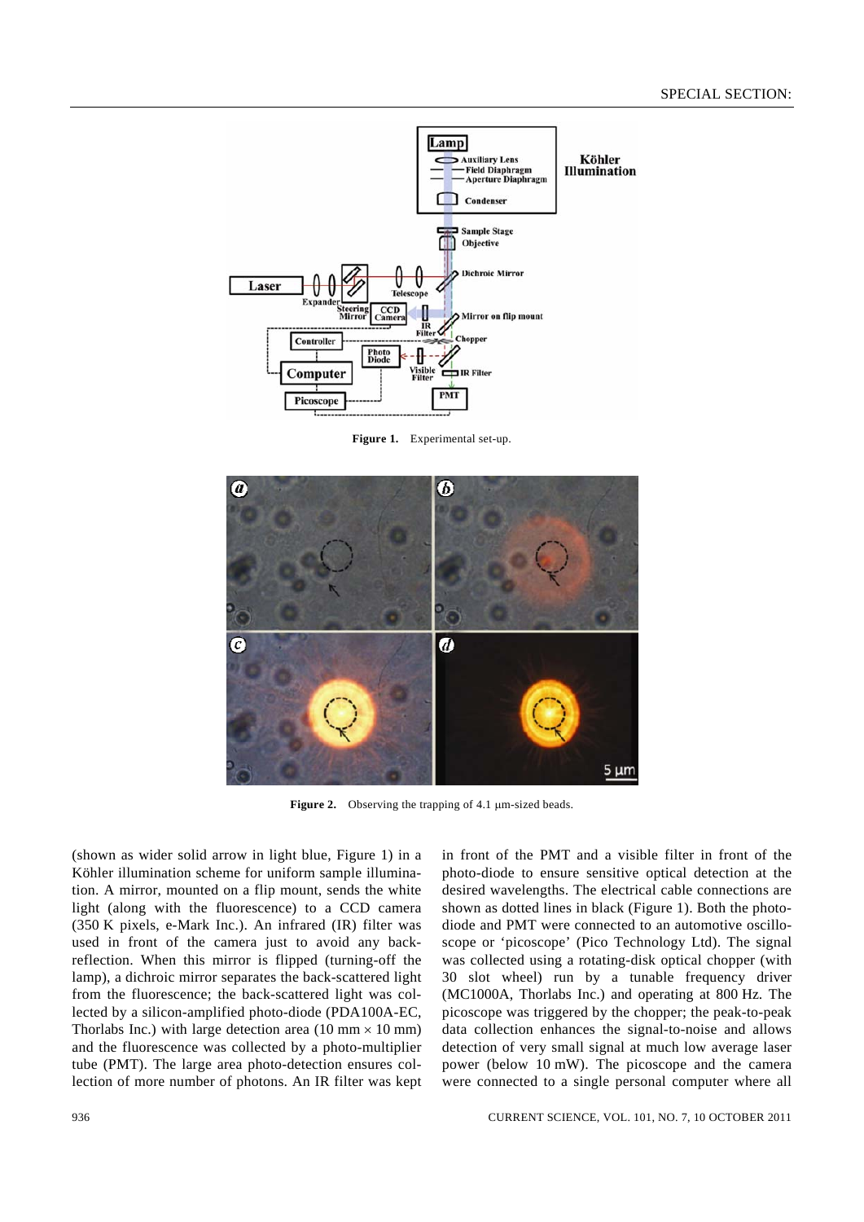Figure 1. Experimental set-up.

Figure 2. Observing the trapping of 4.1 μm-sized beads.

(shown as wider solid arrow in light blue, Figure 1) in a Köhler illumination scheme for uniform sample illumination. A mirror, mounted on a flip mount, sends the white light (along with the fluorescence) to a CCD camera (350 K pixels, e-Mark Inc.). An infrared (IR) filter was used in front of the camera just to avoid any back-reflection. When this mirror is flipped (turning-off the lamp), a dichroic mirror separates the back-scattered light from the fluorescence; the back-scattered light was collected by a silicon-amplified photo-diode (PDA100A-EC, Thorlabs Inc.) with large detection area (10 mm × 10 mm) and the fluorescence was collected by a photo-multiplier tube (PMT). The large area photo-detection ensures collection of more number of photons. An IR filter was kept in front of the PMT and a visible filter in front of the photo-diode to ensure sensitive optical detection at the desired wavelengths. The electrical cable connections are shown as dotted lines in black (Figure 1). Both the photo-diode and PMT were connected to an automotive oscilloscope or 'picoscope' (Pico Technology Ltd). The signal was collected using a rotating-disk optical chopper (with 30 slot wheel) run by a tunable frequency driver (MC1000A, Thorlabs Inc.) and operating at 800 Hz. The picoscope was triggered by the chopper; the peak-to-peak data collection enhances the signal-to-noise and allows detection of very small signal at much low average laser power (below 10 mW). The picoscope and the camera were connected to a single personal computer where all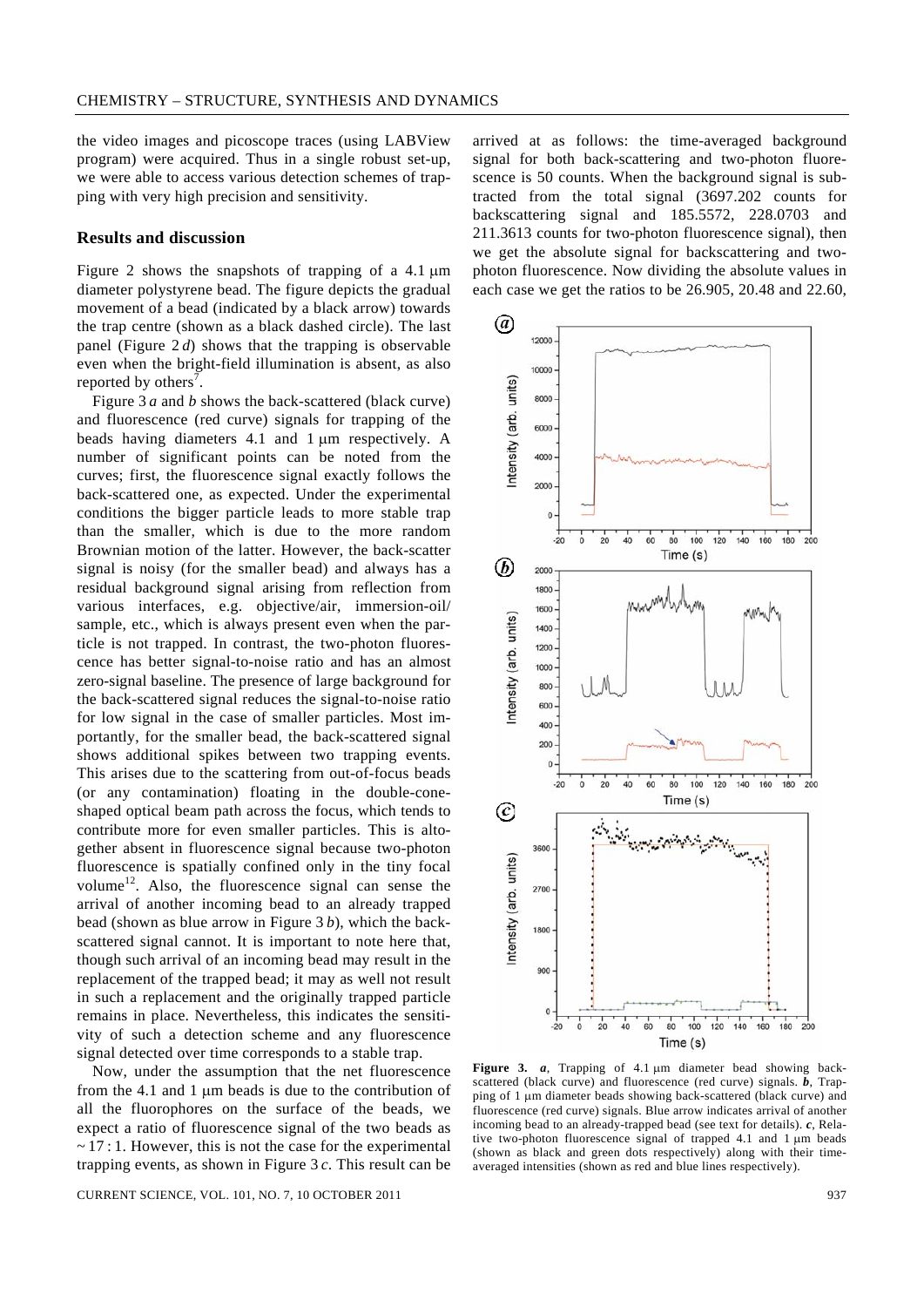the video images and picoscope traces (using LABView program) were acquired. Thus in a single robust set-up, we were able to access various detection schemes of trapping with very high precision and sensitivity.

## Results and discussion

Figure 2 shows the snapshots of trapping of a 4.1 μm diameter polystyrene bead. The figure depicts the gradual movement of a bead (indicated by a black arrow) towards the trap centre (shown as a black dashed circle). The last panel (Figure 2 *d*) shows that the trapping is observable even when the bright-field illumination is absent, as also reported by others[7].

Figure 3 *a* and *b* shows the back-scattered (black curve) and fluorescence (red curve) signals for trapping of the beads having diameters 4.1 and 1 μm respectively. A number of significant points can be noted from the curves; first, the fluorescence signal exactly follows the back-scattered one, as expected. Under the experimental conditions the bigger particle leads to more stable trap than the smaller, which is due to the more random Brownian motion of the latter. However, the back-scatter signal is noisy (for the smaller bead) and always has a residual background signal arising from reflection from various interfaces, e.g. objective/air, immersion-oil/sample, etc., which is always present even when the particle is not trapped. In contrast, the two-photon fluorescence has better signal-to-noise ratio and has an almost zero-signal baseline. The presence of large background for the back-scattered signal reduces the signal-to-noise ratio for low signal in the case of smaller particles. Most importantly, for the smaller bead, the back-scattered signal shows additional spikes between two trapping events. This arises due to the scattering from out-of-focus beads (or any contamination) floating in the double-cone-shaped optical beam path across the focus, which tends to contribute more for even smaller particles. This is altogether absent in fluorescence signal because two-photon fluorescence is spatially confined only in the tiny focal volume[12]. Also, the fluorescence signal can sense the arrival of another incoming bead to an already trapped bead (shown as blue arrow in Figure 3 *b*), which the back-scattered signal cannot. It is important to note here that, though such arrival of an incoming bead may result in the replacement of the trapped bead; it may as well not result in such a replacement and the originally trapped particle remains in place. Nevertheless, this indicates the sensitivity of such a detection scheme and any fluorescence signal detected over time corresponds to a stable trap.

Now, under the assumption that the net fluorescence from the 4.1 and 1 μm beads is due to the contribution of all the fluorophores on the surface of the beads, we expect a ratio of fluorescence signal of the two beads as ~ 17 : 1. However, this is not the case for the experimental trapping events, as shown in Figure 3 *c*. This result can be arrived at as follows: the time-averaged background signal for both back-scattering and two-photon fluorescence is 50 counts. When the background signal is subtracted from the total signal (3697.202 counts for backscattering signal and 185.5572, 228.0703 and 211.3613 counts for two-photon fluorescence signal), then we get the absolute signal for backscattering and two-photon fluorescence. Now dividing the absolute values in each case we get the ratios to be 26.905, 20.48 and 22.60,

**Figure 3.** ***a***, Trapping of 4.1 μm diameter bead showing back-scattered (black curve) and fluorescence (red curve) signals. ***b***, Trapping of 1 μm diameter beads showing back-scattered (black curve) and fluorescence (red curve) signals. Blue arrow indicates arrival of another incoming bead to an already-trapped bead (see text for details). ***c***, Relative two-photon fluorescence signal of trapped 4.1 and 1 μm beads (shown as black and green dots respectively) along with their time-averaged intensities (shown as red and blue lines respectively).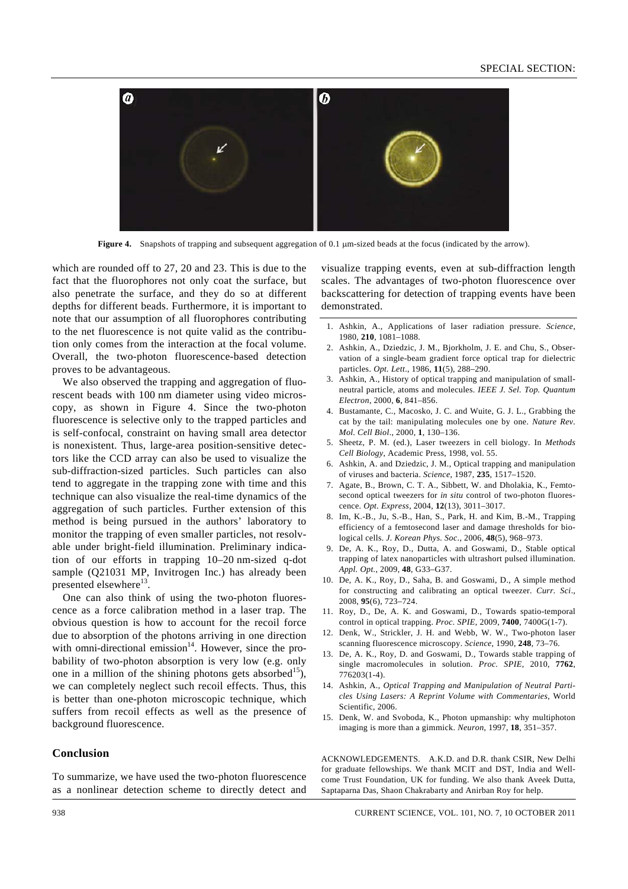Figure 4. Snapshots of trapping and subsequent aggregation of 0.1 μm-sized beads at the focus (indicated by the arrow).

which are rounded off to 27, 20 and 23. This is due to the fact that the fluorophores not only coat the surface, but also penetrate the surface, and they do so at different depths for different beads. Furthermore, it is important to note that our assumption of all fluorophores contributing to the net fluorescence is not quite valid as the contribution only comes from the interaction at the focal volume. Overall, the two-photon fluorescence-based detection proves to be advantageous.

We also observed the trapping and aggregation of fluorescent beads with 100 nm diameter using video microscopy, as shown in Figure 4. Since the two-photon fluorescence is selective only to the trapped particles and is self-confocal, constraint on having small area detector is nonexistent. Thus, large-area position-sensitive detectors like the CCD array can also be used to visualize the sub-diffraction-sized particles. Such particles can also tend to aggregate in the trapping zone with time and this technique can also visualize the real-time dynamics of the aggregation of such particles. Further extension of this method is being pursued in the authors' laboratory to monitor the trapping of even smaller particles, not resolvable under bright-field illumination. Preliminary indication of our efforts in trapping 10–20 nm-sized q-dot sample (Q21031 MP, Invitrogen Inc.) has already been presented elsewhere[13].

One can also think of using the two-photon fluorescence as a force calibration method in a laser trap. The obvious question is how to account for the recoil force due to absorption of the photons arriving in one direction with omni-directional emission[14]. However, since the probability of two-photon absorption is very low (e.g. only one in a million of the shining photons gets absorbed[15]), we can completely neglect such recoil effects. Thus, this is better than one-photon microscopic technique, which suffers from recoil effects as well as the presence of background fluorescence.

## Conclusion

To summarize, we have used the two-photon fluorescence as a nonlinear detection scheme to directly detect and visualize trapping events, even at sub-diffraction length scales. The advantages of two-photon fluorescence over backscattering for detection of trapping events have been demonstrated.

1. Ashkin, A., Applications of laser radiation pressure. *Science*, 1980, **210**, 1081–1088.
2. Ashkin, A., Dziedzic, J. M., Bjorkholm, J. E. and Chu, S., Observation of a single-beam gradient force optical trap for dielectric particles. *Opt. Lett*., 1986, **11**(5), 288–290.
3. Ashkin, A., History of optical trapping and manipulation of small-neutral particle, atoms and molecules. *IEEE J. Sel. Top. Quantum Electron*, 2000, **6**, 841–856.
4. Bustamante, C., Macosko, J. C. and Wuite, G. J. L., Grabbing the cat by the tail: manipulating molecules one by one. *Nature Rev. Mol. Cell Biol*., 2000, **1**, 130–136.
5. Sheetz, P. M. (ed.), Laser tweezers in cell biology. In *Methods Cell Biology*, Academic Press, 1998, vol. 55.
6. Ashkin, A. and Dziedzic, J. M., Optical trapping and manipulation of viruses and bacteria. *Science*, 1987, **235**, 1517–1520.
7. Agate, B., Brown, C. T. A., Sibbett, W. and Dholakia, K., Femtosecond optical tweezers for *in situ* control of two-photon fluorescence. *Opt. Express*, 2004, **12**(13), 3011–3017.
8. Im, K.-B., Ju, S.-B., Han, S., Park, H. and Kim, B.-M., Trapping efficiency of a femtosecond laser and damage thresholds for biological cells. *J. Korean Phys. Soc*., 2006, **48**(5), 968–973.
9. De, A. K., Roy, D., Dutta, A. and Goswami, D., Stable optical trapping of latex nanoparticles with ultrashort pulsed illumination. *Appl. Opt.*, 2009, **48**, G33–G37.
10. De, A. K., Roy, D., Saha, B. and Goswami, D., A simple method for constructing and calibrating an optical tweezer. *Curr. Sci*., 2008, **95**(6), 723–724.
11. Roy, D., De, A. K. and Goswami, D., Towards spatio-temporal control in optical trapping. *Proc. SPIE*, 2009, **7400**, 7400G(1-7).
12. Denk, W., Strickler, J. H. and Webb, W. W., Two-photon laser scanning fluorescence microscopy. *Science*, 1990, **248**, 73–76.
13. De, A. K., Roy, D. and Goswami, D., Towards stable trapping of single macromolecules in solution. *Proc. SPIE*, 2010, **7762**, 776203(1-4).
14. Ashkin, A., *Optical Trapping and Manipulation of Neutral Particles Using Lasers: A Reprint Volume with Commentaries*, World Scientific, 2006.
15. Denk, W. and Svoboda, K., Photon upmanship: why multiphoton imaging is more than a gimmick. *Neuron*, 1997, **18**, 351–357.

ACKNOWLEDGEMENTS. A.K.D. and D.R. thank CSIR, New Delhi for graduate fellowships. We thank MCIT and DST, India and Wellcome Trust Foundation, UK for funding. We also thank Aveek Dutta, Saptaparna Das, Shaon Chakrabarty and Anirban Roy for help.